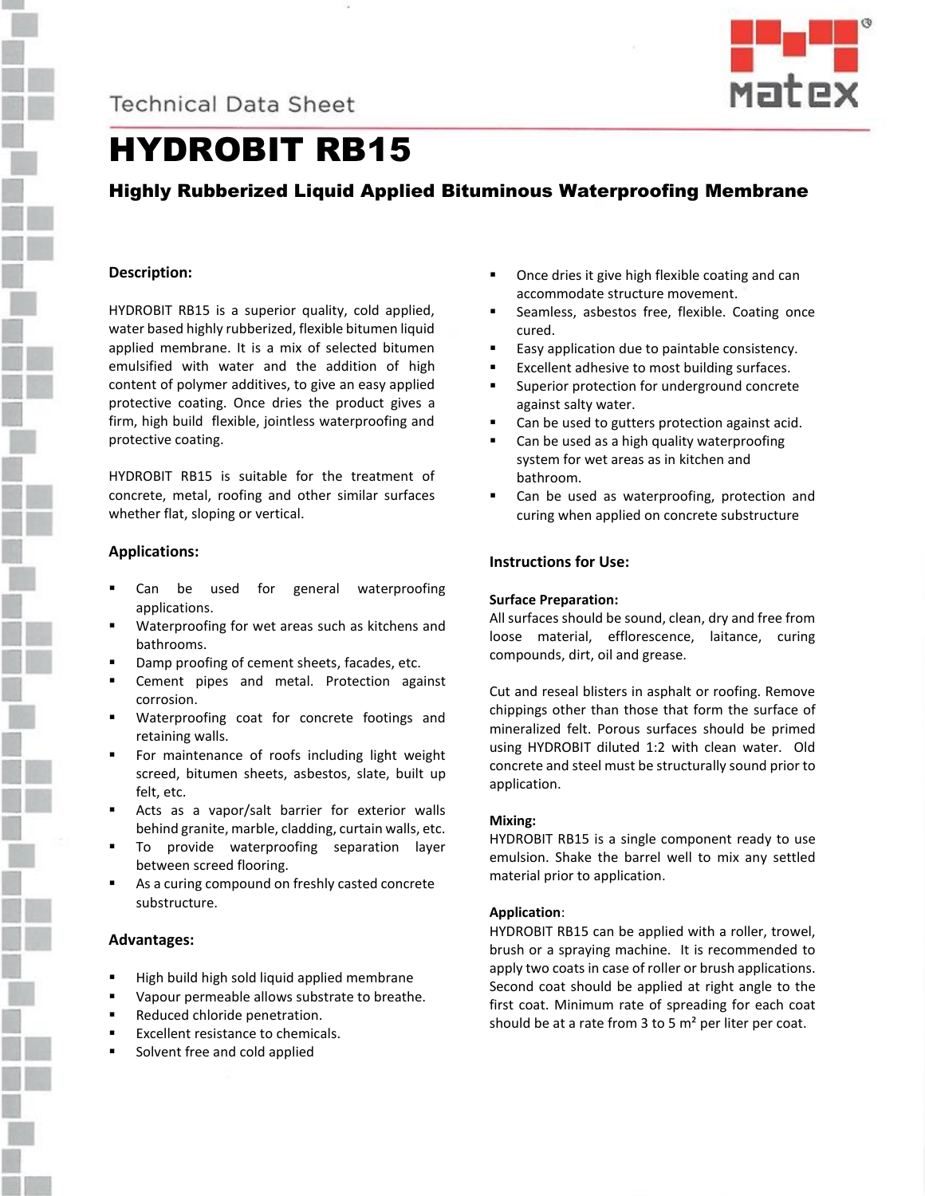Technical Data Sheet

# HYDROBIT RB15

### Highly Rubberized Liquid Applied Bituminous Waterproofing Membrane

## Description:

HYDROBIT RB15 is a superior quality, cold applied, water based highly rubberized, flexible bitumen liquid applied membrane. It is a mix of selected bitumen emulsified with water and the addition of high content of polymer additives, to give an easy applied protective coating. Once dries the product gives a firm, high build flexible, jointless waterproofing and protective coating.

HYDROBIT RB15 is suitable for the treatment of concrete, metal, roofing and other similar surfaces whether flat, sloping or vertical.

## Applications:

- Can be used for general waterproofing applications.
- Waterproofing for wet areas such as kitchens and bathrooms.
- Damp proofing of cement sheets, facades, etc.
- Cement pipes and metal. Protection against corrosion.
- Waterproofing coat for concrete footings and retaining walls.
- For maintenance of roofs including light weight screed, bitumen sheets, asbestos, slate, built up felt, etc.
- Acts as a vapor/salt barrier for exterior walls behind granite, marble, cladding, curtain walls, etc.
- To provide waterproofing separation layer between screed flooring.
- As a curing compound on freshly casted concrete substructure.

## Advantages:

- High build high sold liquid applied membrane
- Vapour permeable allows substrate to breathe.
- Reduced chloride penetration.
- Excellent resistance to chemicals.
- Solvent free and cold applied
- Once dries it give high flexible coating and can accommodate structure movement.
- Seamless, asbestos free, flexible. Coating once cured.
- Easy application due to paintable consistency.
- Excellent adhesive to most building surfaces.
- Superior protection for underground concrete against salty water.
- Can be used to gutters protection against acid.
- Can be used as a high quality waterproofing system for wet areas as in kitchen and bathroom.
- Can be used as waterproofing, protection and curing when applied on concrete substructure

## Instructions for Use:

### Surface Preparation:

All surfaces should be sound, clean, dry and free from loose material, efflorescence, laitance, curing compounds, dirt, oil and grease.

Cut and reseal blisters in asphalt or roofing. Remove chippings other than those that form the surface of mineralized felt. Porous surfaces should be primed using HYDROBIT diluted 1:2 with clean water. Old concrete and steel must be structurally sound prior to application.

### Mixing:

HYDROBIT RB15 is a single component ready to use emulsion. Shake the barrel well to mix any settled material prior to application.

### Application:

HYDROBIT RB15 can be applied with a roller, trowel, brush or a spraying machine. It is recommended to apply two coats in case of roller or brush applications. Second coat should be applied at right angle to the first coat. Minimum rate of spreading for each coat should be at a rate from 3 to 5 m² per liter per coat.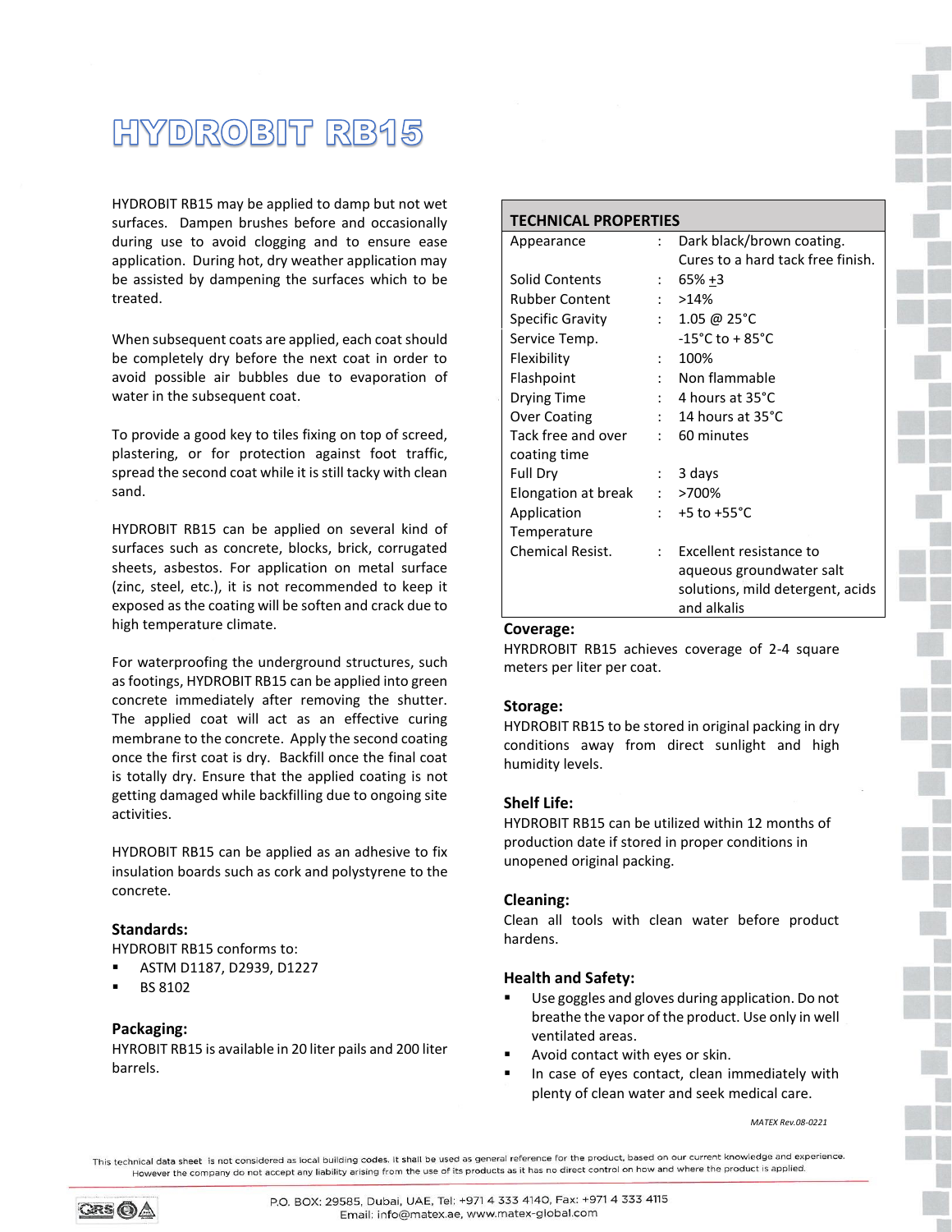# HYDROBIT RB15

HYDROBIT RB15 may be applied to damp but not wet surfaces. Dampen brushes before and occasionally during use to avoid clogging and to ensure ease application. During hot, dry weather application may be assisted by dampening the surfaces which to be treated.

When subsequent coats are applied, each coat should be completely dry before the next coat in order to avoid possible air bubbles due to evaporation of water in the subsequent coat.

To provide a good key to tiles fixing on top of screed, plastering, or for protection against foot traffic, spread the second coat while it is still tacky with clean sand.

HYDROBIT RB15 can be applied on several kind of surfaces such as concrete, blocks, brick, corrugated sheets, asbestos. For application on metal surface (zinc, steel, etc.), it is not recommended to keep it exposed as the coating will be soften and crack due to high temperature climate.

For waterproofing the underground structures, such as footings, HYDROBIT RB15 can be applied into green concrete immediately after removing the shutter. The applied coat will act as an effective curing membrane to the concrete. Apply the second coating once the first coat is dry. Backfill once the final coat is totally dry. Ensure that the applied coating is not getting damaged while backfilling due to ongoing site activities.

HYDROBIT RB15 can be applied as an adhesive to fix insulation boards such as cork and polystyrene to the concrete.

### Standards:

HYDROBIT RB15 conforms to:

- ASTM D1187, D2939, D1227
- BS 8102

### Packaging:

HYROBIT RB15 is available in 20 liter pails and 200 liter barrels.

| TECHNICAL PROPERTIES | | |
|---|---|---|
| Appearance | : | Dark black/brown coating. Cures to a hard tack free finish. |
| Solid Contents | : | 65% ±3 |
| Rubber Content | : | >14% |
| Specific Gravity | : | 1.05 @ 25°C |
| Service Temp. | | -15°C to + 85°C |
| Flexibility | : | 100% |
| Flashpoint | : | Non flammable |
| Drying Time | : | 4 hours at 35°C |
| Over Coating | : | 14 hours at 35°C |
| Tack free and over coating time | : | 60 minutes |
| Full Dry | : | 3 days |
| Elongation at break | : | >700% |
| Application Temperature | : | +5 to +55°C |
| Chemical Resist. | : | Excellent resistance to aqueous groundwater salt solutions, mild detergent, acids and alkalis |

### Coverage:

HYRDROBIT RB15 achieves coverage of 2-4 square meters per liter per coat.

### Storage:

HYDROBIT RB15 to be stored in original packing in dry conditions away from direct sunlight and high humidity levels.

### Shelf Life:

HYDROBIT RB15 can be utilized within 12 months of production date if stored in proper conditions in unopened original packing.

### Cleaning:

Clean all tools with clean water before product hardens.

### Health and Safety:

- Use goggles and gloves during application. Do not breathe the vapor of the product. Use only in well ventilated areas.
- Avoid contact with eyes or skin.
- In case of eyes contact, clean immediately with plenty of clean water and seek medical care.

*MATEX Rev.08-0221*

This technical data sheet is not considered as local building codes. It shall be used as general reference for the product, based on our current knowledge and experience. However the company do not accept any liability arising from the use of its products as it has no direct control on how and where the product is applied.

P.O. BOX: 29585, Dubai, UAE, Tel: +971 4 333 4140, Fax: +971 4 333 4115
Email: info@matex.ae, www.matex-global.com